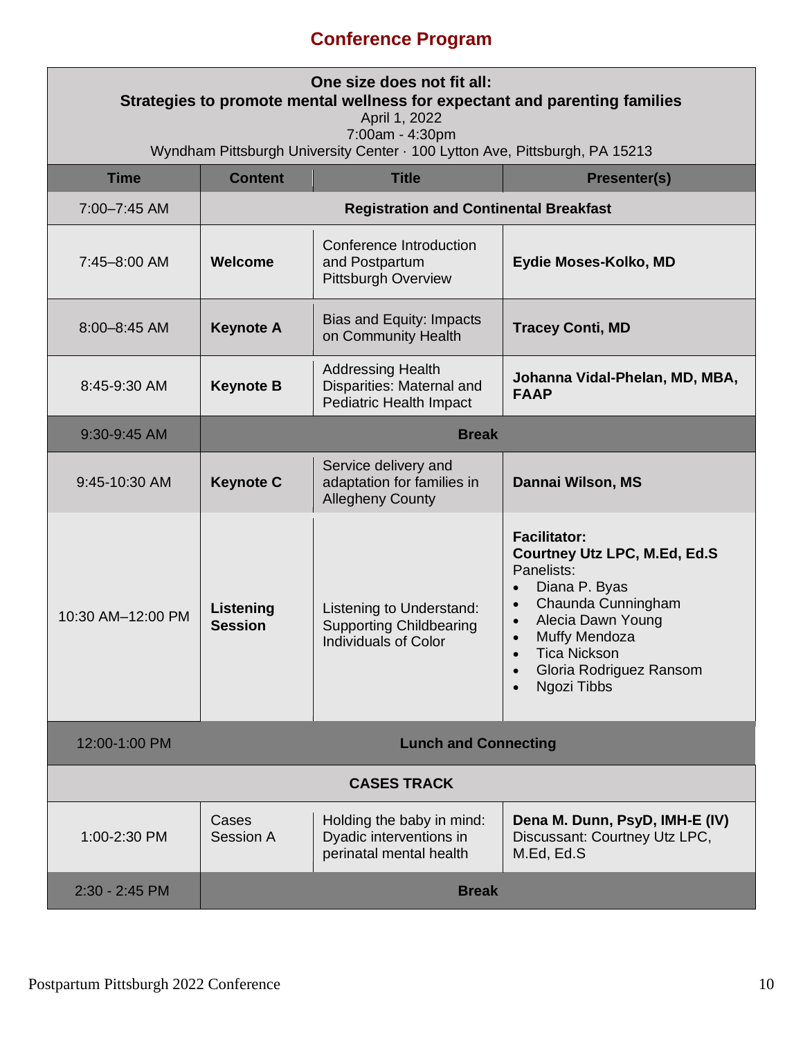# Conference Program

| One size does not fit all: Strategies to promote mental wellness for expectant and parenting families<br>April 1, 2022<br>7:00am - 4:30pm<br>Wyndham Pittsburgh University Center · 100 Lytton Ave, Pittsburgh, PA 15213 | | | |
|---|---|---|---|
| **Time** | **Content** | **Title** | **Presenter(s)** |
| 7:00–7:45 AM | **Registration and Continental Breakfast** | | |
| 7:45–8:00 AM | **Welcome** | Conference Introduction and Postpartum Pittsburgh Overview | **Eydie Moses-Kolko, MD** |
| 8:00–8:45 AM | **Keynote A** | Bias and Equity: Impacts on Community Health | **Tracey Conti, MD** |
| 8:45-9:30 AM | **Keynote B** | Addressing Health Disparities: Maternal and Pediatric Health Impact | **Johanna Vidal-Phelan, MD, MBA, FAAP** |
| 9:30-9:45 AM | **Break** | | |
| 9:45-10:30 AM | **Keynote C** | Service delivery and adaptation for families in Allegheny County | **Dannai Wilson, MS** |
| 10:30 AM–12:00 PM | **Listening Session** | Listening to Understand: Supporting Childbearing Individuals of Color | **Facilitator:**<br>**Courtney Utz LPC, M.Ed, Ed.S**<br>Panelists:<br>• Diana P. Byas<br>• Chaunda Cunningham<br>• Alecia Dawn Young<br>• Muffy Mendoza<br>• Tica Nickson<br>• Gloria Rodriguez Ransom<br>• Ngozi Tibbs |
| 12:00-1:00 PM | **Lunch and Connecting** | | |
| **CASES TRACK** | | | |
| 1:00-2:30 PM | Cases Session A | Holding the baby in mind: Dyadic interventions in perinatal mental health | **Dena M. Dunn, PsyD, IMH-E (IV)**<br>Discussant: Courtney Utz LPC, M.Ed, Ed.S |
| 2:30 - 2:45 PM | **Break** | | |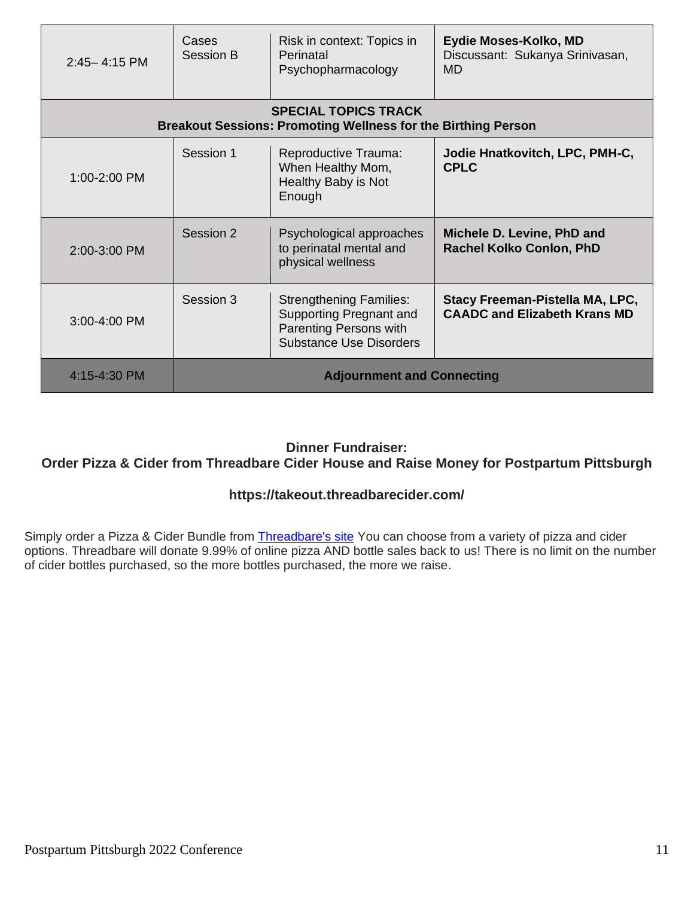| | | | |
|---|---|---|---|
| 2:45– 4:15 PM | Cases Session B | Risk in context: Topics in Perinatal Psychopharmacology | **Eydie Moses-Kolko, MD** Discussant: Sukanya Srinivasan, MD |
| **SPECIAL TOPICS TRACK Breakout Sessions: Promoting Wellness for the Birthing Person** | | | |
| 1:00-2:00 PM | Session 1 | Reproductive Trauma: When Healthy Mom, Healthy Baby is Not Enough | **Jodie Hnatkovitch, LPC, PMH-C, CPLC** |
| 2:00-3:00 PM | Session 2 | Psychological approaches to perinatal mental and physical wellness | **Michele D. Levine, PhD and Rachel Kolko Conlon, PhD** |
| 3:00-4:00 PM | Session 3 | Strengthening Families: Supporting Pregnant and Parenting Persons with Substance Use Disorders | **Stacy Freeman-Pistella MA, LPC, CAADC and Elizabeth Krans MD** |
| 4:15-4:30 PM | **Adjournment and Connecting** | | |

**Dinner Fundraiser:**
**Order Pizza & Cider from Threadbare Cider House and Raise Money for Postpartum Pittsburgh**

**https://takeout.threadbarecider.com/**

Simply order a Pizza & Cider Bundle from [Threadbare's site](https://takeout.threadbarecider.com/) You can choose from a variety of pizza and cider options. Threadbare will donate 9.99% of online pizza AND bottle sales back to us! There is no limit on the number of cider bottles purchased, so the more bottles purchased, the more we raise.